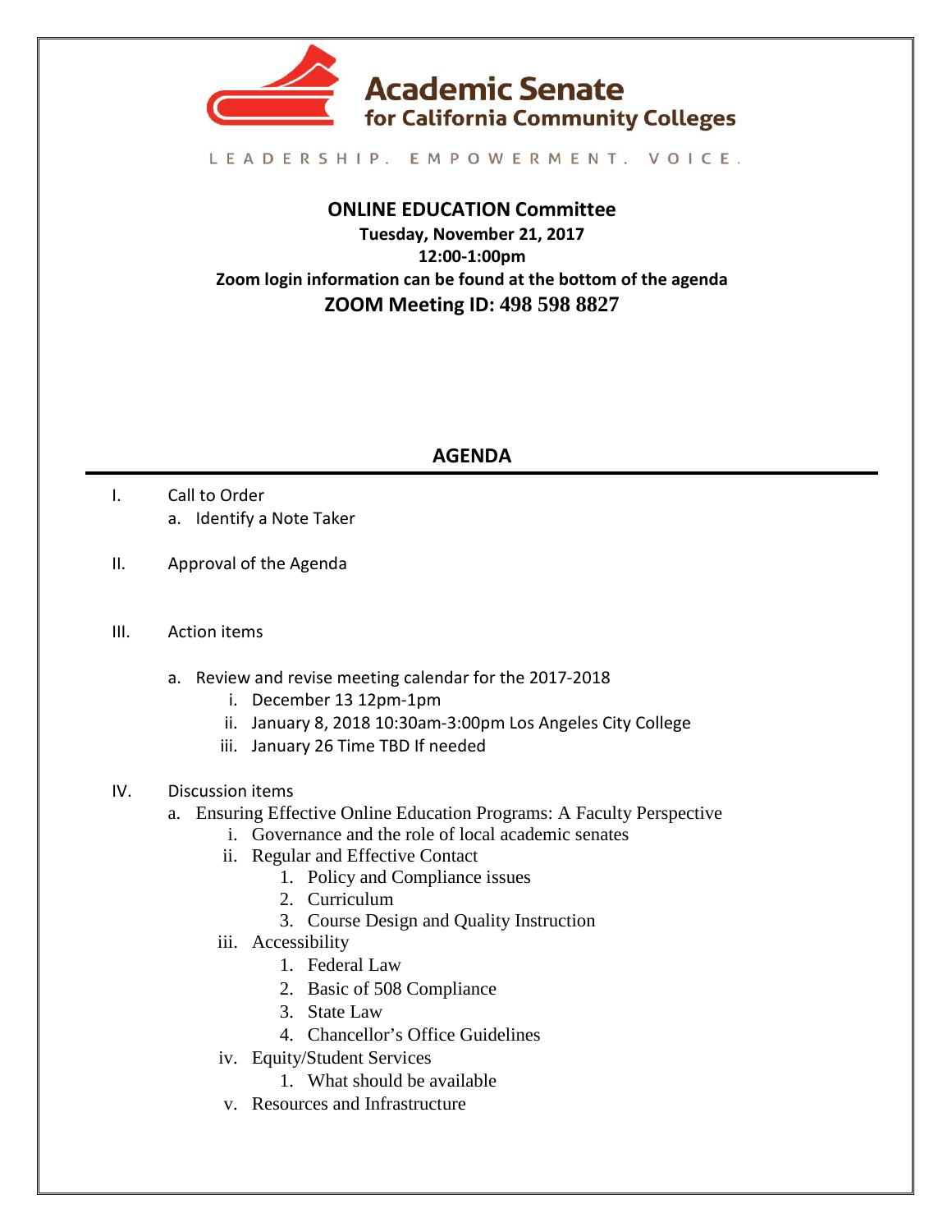**Academic Senate for California Community Colleges**

LEADERSHIP. EMPOWERMENT. VOICE.

## ONLINE EDUCATION Committee

**Tuesday, November 21, 2017**
**12:00-1:00pm**
**Zoom login information can be found at the bottom of the agenda**
**ZOOM Meeting ID: 498 598 8827**

## AGENDA

I. Call to Order
   a. Identify a Note Taker

II. Approval of the Agenda

III. Action items

   a. Review and revise meeting calendar for the 2017-2018
      i. December 13 12pm-1pm
      ii. January 8, 2018 10:30am-3:00pm Los Angeles City College
      iii. January 26 Time TBD If needed

IV. Discussion items
   a. Ensuring Effective Online Education Programs: A Faculty Perspective
      i. Governance and the role of local academic senates
      ii. Regular and Effective Contact
         1. Policy and Compliance issues
         2. Curriculum
         3. Course Design and Quality Instruction
      iii. Accessibility
         1. Federal Law
         2. Basic of 508 Compliance
         3. State Law
         4. Chancellor's Office Guidelines
      iv. Equity/Student Services
         1. What should be available
      v. Resources and Infrastructure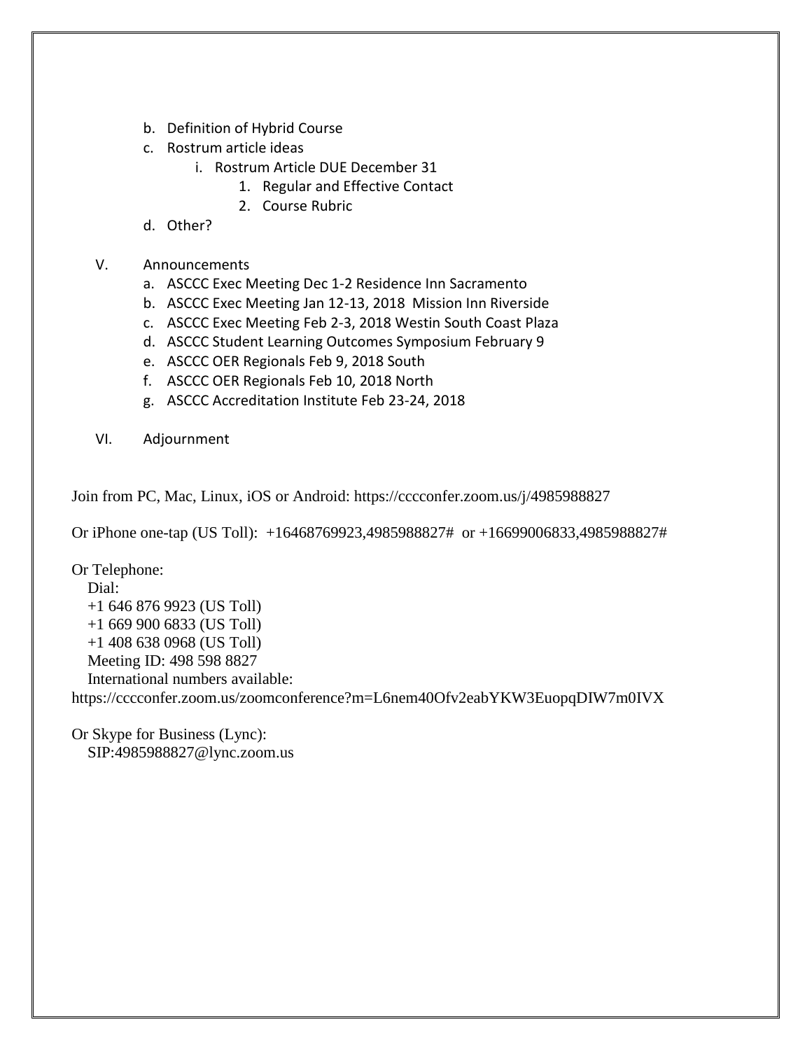b. Definition of Hybrid Course
c. Rostrum article ideas
    i. Rostrum Article DUE December 31
        1. Regular and Effective Contact
        2. Course Rubric
d. Other?

V. Announcements
   a. ASCCC Exec Meeting Dec 1-2 Residence Inn Sacramento
   b. ASCCC Exec Meeting Jan 12-13, 2018 Mission Inn Riverside
   c. ASCCC Exec Meeting Feb 2-3, 2018 Westin South Coast Plaza
   d. ASCCC Student Learning Outcomes Symposium February 9
   e. ASCCC OER Regionals Feb 9, 2018 South
   f. ASCCC OER Regionals Feb 10, 2018 North
   g. ASCCC Accreditation Institute Feb 23-24, 2018

VI. Adjournment

Join from PC, Mac, Linux, iOS or Android: https://cccconfer.zoom.us/j/4985988827

Or iPhone one-tap (US Toll): +16468769923,4985988827# or +16699006833,4985988827#

Or Telephone:
Dial:
+1 646 876 9923 (US Toll)
+1 669 900 6833 (US Toll)
+1 408 638 0968 (US Toll)
Meeting ID: 498 598 8827
International numbers available:
https://cccconfer.zoom.us/zoomconference?m=L6nem40Ofv2eabYKW3EuopqDIW7m0IVX

Or Skype for Business (Lync):
SIP:4985988827@lync.zoom.us